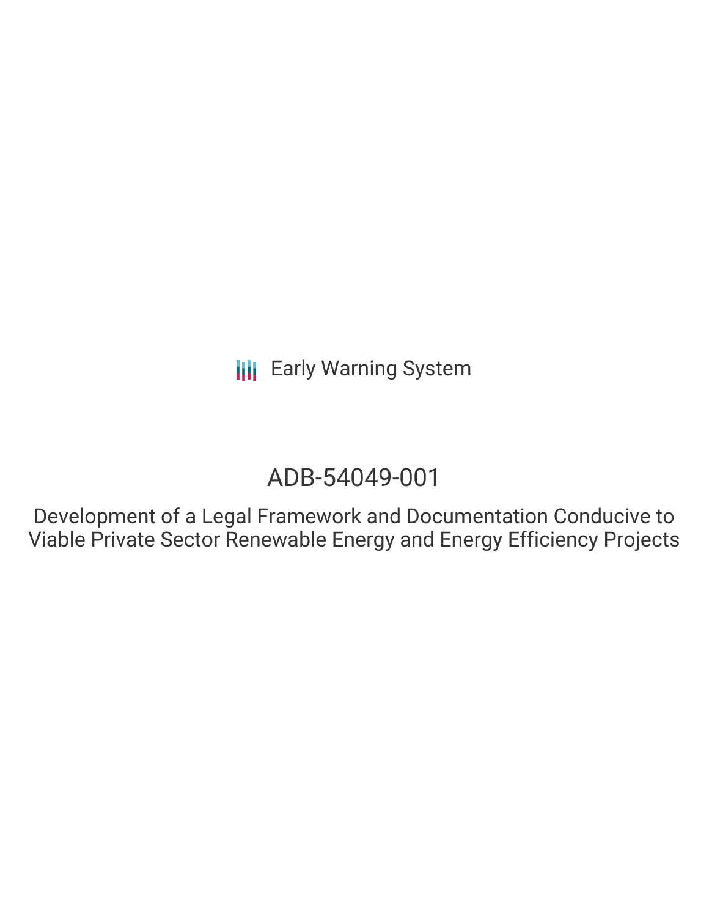Early Warning System

# ADB-54049-001

## Development of a Legal Framework and Documentation Conducive to Viable Private Sector Renewable Energy and Energy Efficiency Projects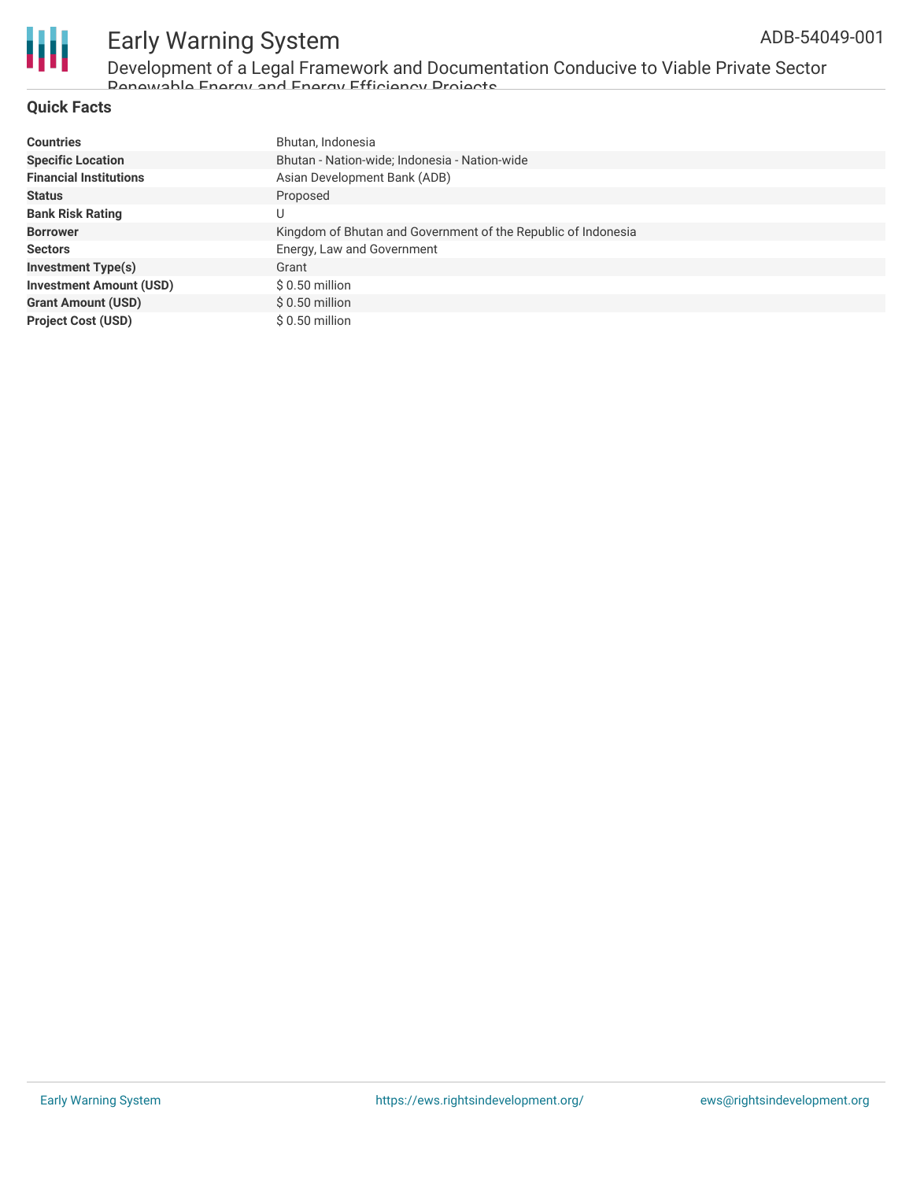## Quick Facts

| | |
|---|---|
| **Countries** | Bhutan, Indonesia |
| **Specific Location** | Bhutan - Nation-wide; Indonesia - Nation-wide |
| **Financial Institutions** | Asian Development Bank (ADB) |
| **Status** | Proposed |
| **Bank Risk Rating** | U |
| **Borrower** | Kingdom of Bhutan and Government of the Republic of Indonesia |
| **Sectors** | Energy, Law and Government |
| **Investment Type(s)** | Grant |
| **Investment Amount (USD)** | $ 0.50 million |
| **Grant Amount (USD)** | $ 0.50 million |
| **Project Cost (USD)** | $ 0.50 million |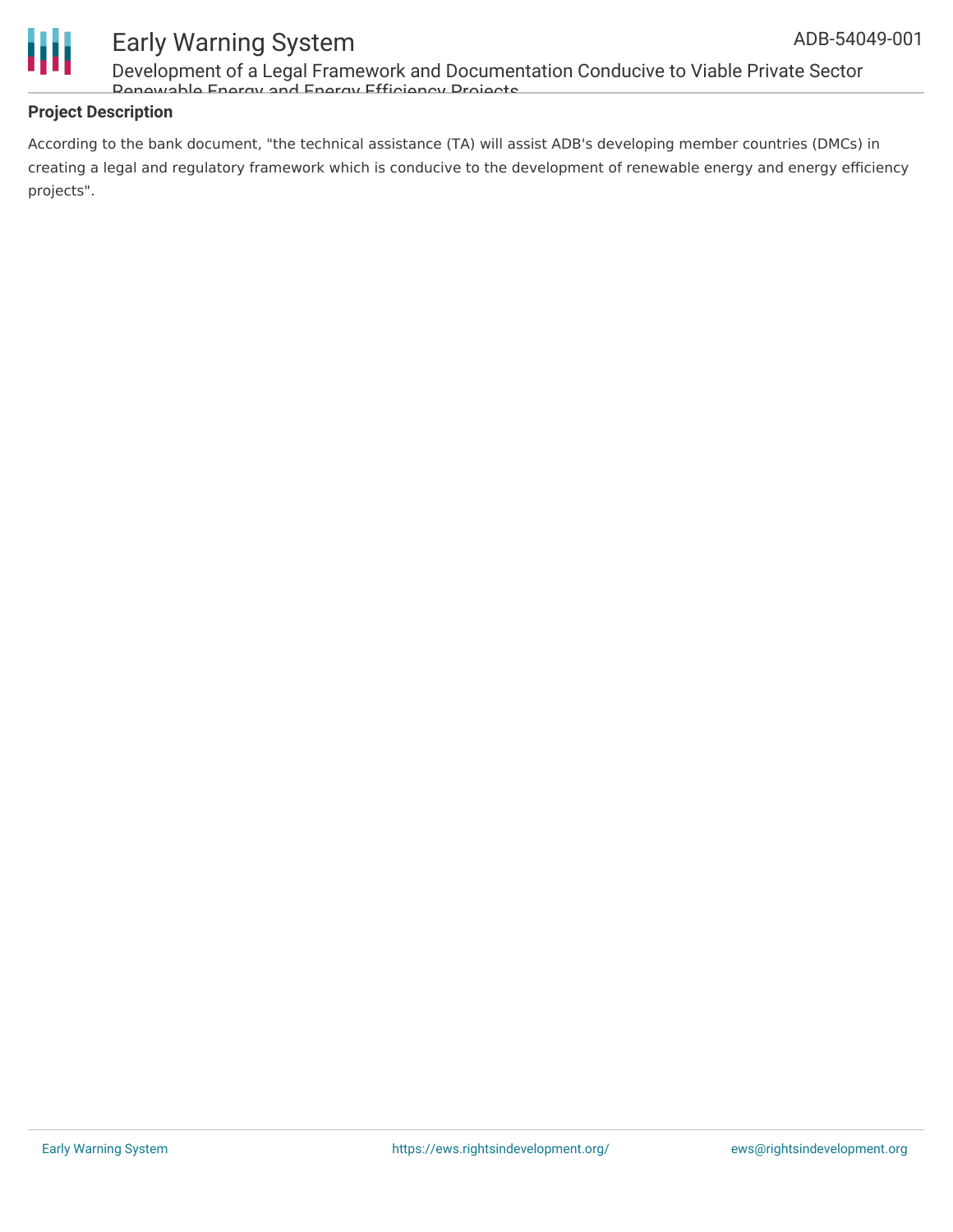## Project Description

According to the bank document, "the technical assistance (TA) will assist ADB's developing member countries (DMCs) in creating a legal and regulatory framework which is conducive to the development of renewable energy and energy efficiency projects".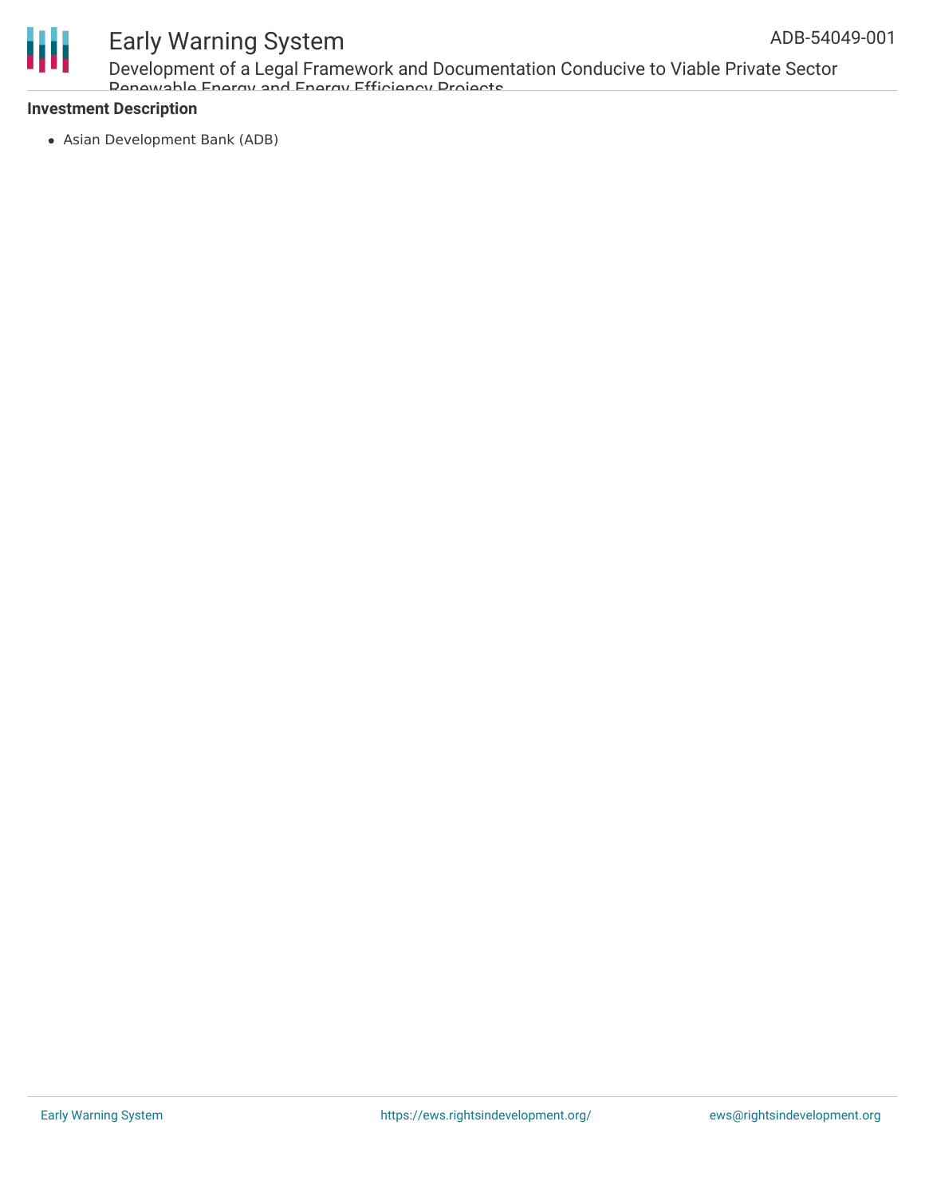**Investment Description**

- Asian Development Bank (ADB)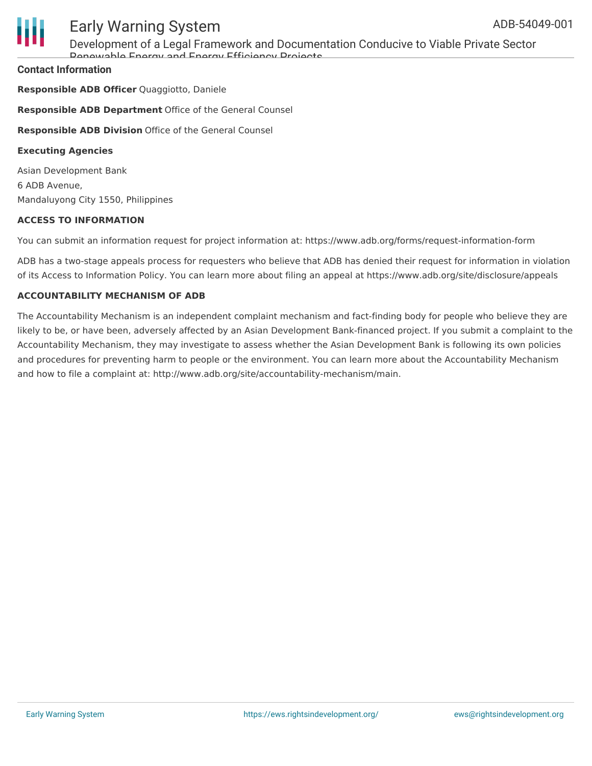## Contact Information

**Responsible ADB Officer** Quaggiotto, Daniele

**Responsible ADB Department** Office of the General Counsel

**Responsible ADB Division** Office of the General Counsel

**Executing Agencies**

Asian Development Bank
6 ADB Avenue,
Mandaluyong City 1550, Philippines

### ACCESS TO INFORMATION

You can submit an information request for project information at: https://www.adb.org/forms/request-information-form

ADB has a two-stage appeals process for requesters who believe that ADB has denied their request for information in violation of its Access to Information Policy. You can learn more about filing an appeal at https://www.adb.org/site/disclosure/appeals

### ACCOUNTABILITY MECHANISM OF ADB

The Accountability Mechanism is an independent complaint mechanism and fact-finding body for people who believe they are likely to be, or have been, adversely affected by an Asian Development Bank-financed project. If you submit a complaint to the Accountability Mechanism, they may investigate to assess whether the Asian Development Bank is following its own policies and procedures for preventing harm to people or the environment. You can learn more about the Accountability Mechanism and how to file a complaint at: http://www.adb.org/site/accountability-mechanism/main.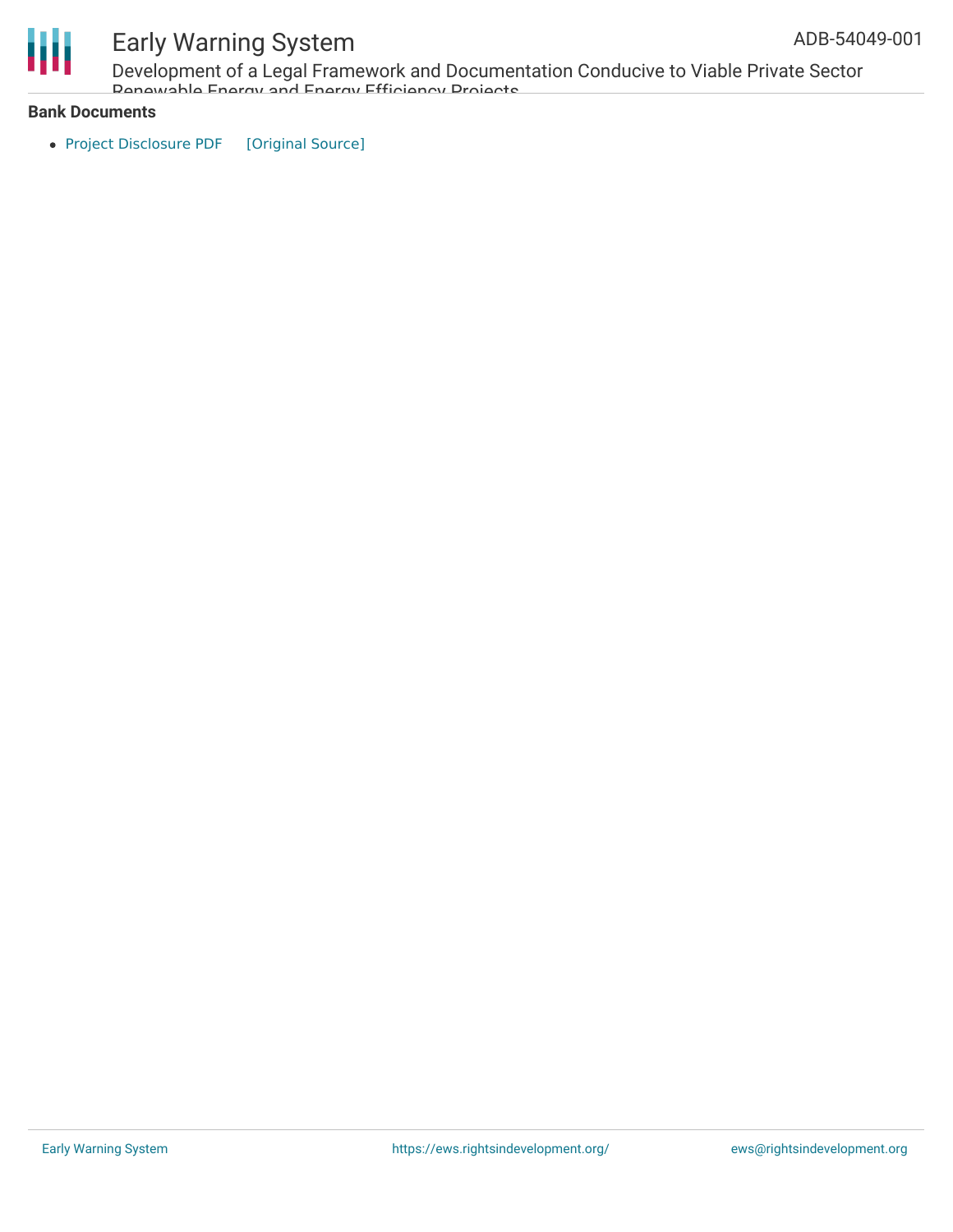**Bank Documents**

- Project Disclosure PDF [Original Source]